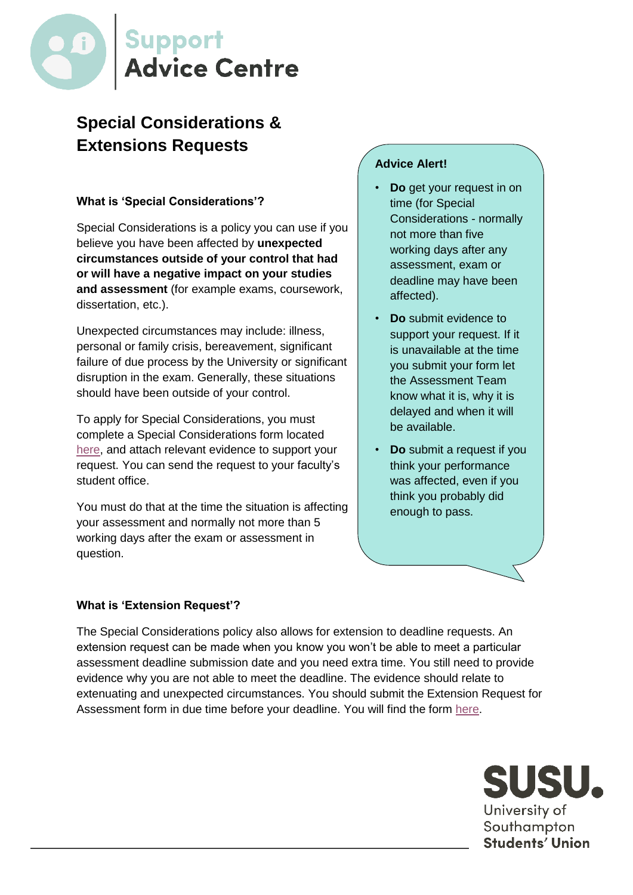Support
Advice Centre

# Special Considerations & Extensions Requests

### What is 'Special Considerations'?

Special Considerations is a policy you can use if you believe you have been affected by **unexpected circumstances outside of your control that had or will have a negative impact on your studies and assessment** (for example exams, coursework, dissertation, etc.).

Unexpected circumstances may include: illness, personal or family crisis, bereavement, significant failure of due process by the University or significant disruption in the exam. Generally, these situations should have been outside of your control.

To apply for Special Considerations, you must complete a Special Considerations form located here, and attach relevant evidence to support your request. You can send the request to your faculty's student office.

You must do that at the time the situation is affecting your assessment and normally not more than 5 working days after the exam or assessment in question.

**Advice Alert!**

- **Do** get your request in on time (for Special Considerations - normally not more than five working days after any assessment, exam or deadline may have been affected).
- **Do** submit evidence to support your request. If it is unavailable at the time you submit your form let the Assessment Team know what it is, why it is delayed and when it will be available.
- **Do** submit a request if you think your performance was affected, even if you think you probably did enough to pass.

### What is 'Extension Request'?

The Special Considerations policy also allows for extension to deadline requests. An extension request can be made when you know you won't be able to meet a particular assessment deadline submission date and you need extra time. You still need to provide evidence why you are not able to meet the deadline. The evidence should relate to extenuating and unexpected circumstances. You should submit the Extension Request for Assessment form in due time before your deadline. You will find the form here.

SUSU.
University of Southampton
Students' Union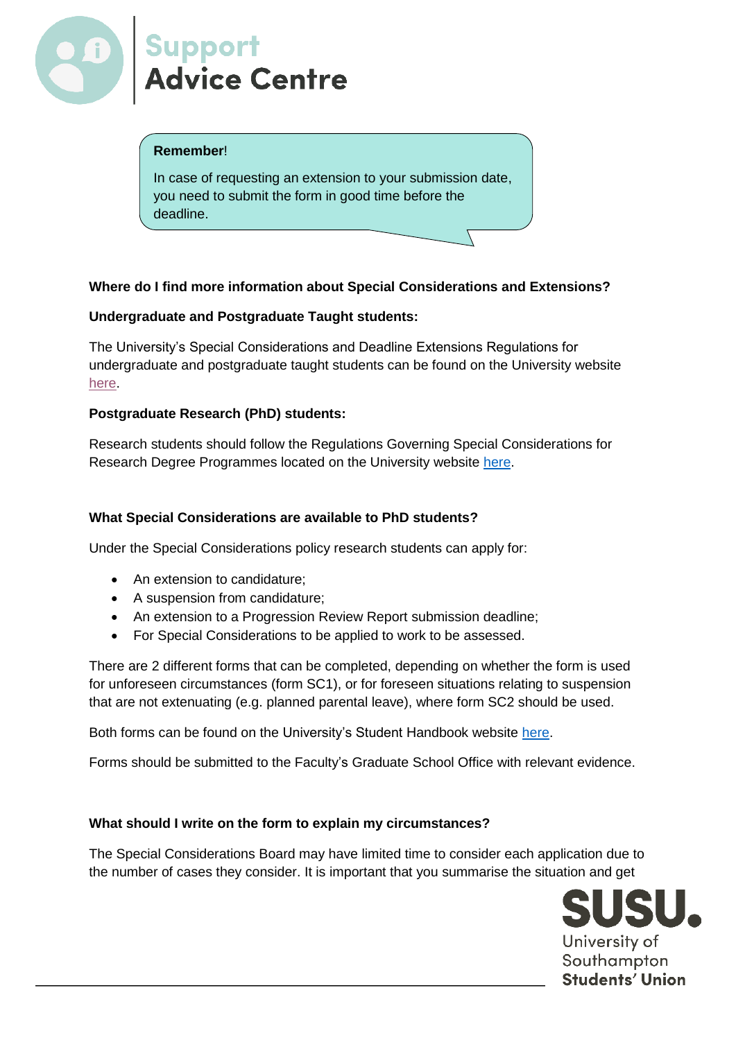> **Remember**!
>
> In case of requesting an extension to your submission date, you need to submit the form in good time before the deadline.

**Where do I find more information about Special Considerations and Extensions?**

**Undergraduate and Postgraduate Taught students:**

The University's Special Considerations and Deadline Extensions Regulations for undergraduate and postgraduate taught students can be found on the University website here.

**Postgraduate Research (PhD) students:**

Research students should follow the Regulations Governing Special Considerations for Research Degree Programmes located on the University website here.

**What Special Considerations are available to PhD students?**

Under the Special Considerations policy research students can apply for:

- An extension to candidature;
- A suspension from candidature;
- An extension to a Progression Review Report submission deadline;
- For Special Considerations to be applied to work to be assessed.

There are 2 different forms that can be completed, depending on whether the form is used for unforeseen circumstances (form SC1), or for foreseen situations relating to suspension that are not extenuating (e.g. planned parental leave), where form SC2 should be used.

Both forms can be found on the University's Student Handbook website here.

Forms should be submitted to the Faculty's Graduate School Office with relevant evidence.

**What should I write on the form to explain my circumstances?**

The Special Considerations Board may have limited time to consider each application due to the number of cases they consider. It is important that you summarise the situation and get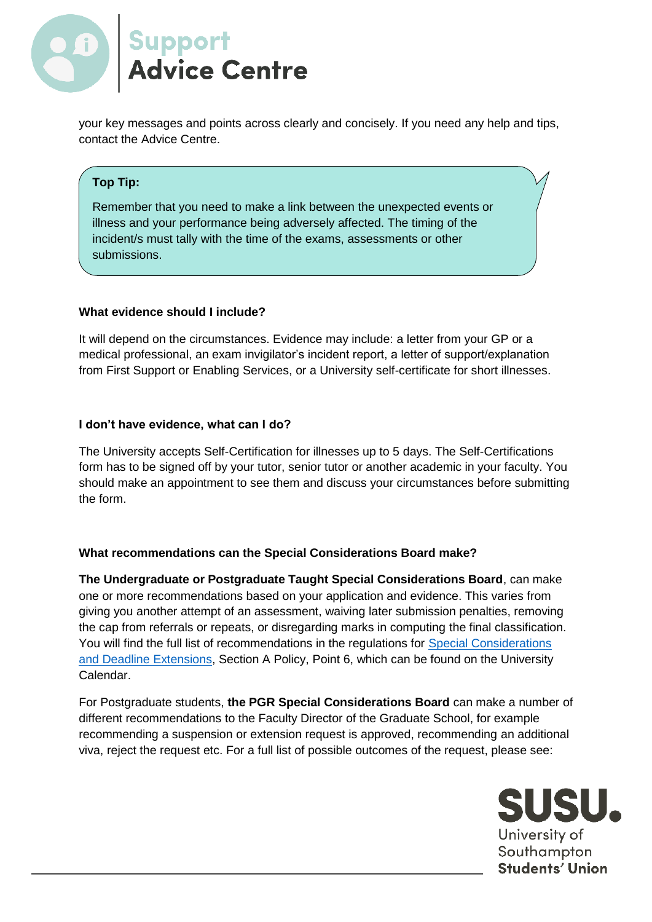your key messages and points across clearly and concisely. If you need any help and tips, contact the Advice Centre.

> **Top Tip:**
>
> Remember that you need to make a link between the unexpected events or illness and your performance being adversely affected. The timing of the incident/s must tally with the time of the exams, assessments or other submissions.

### What evidence should I include?

It will depend on the circumstances. Evidence may include: a letter from your GP or a medical professional, an exam invigilator's incident report, a letter of support/explanation from First Support or Enabling Services, or a University self-certificate for short illnesses.

### I don't have evidence, what can I do?

The University accepts Self-Certification for illnesses up to 5 days. The Self-Certifications form has to be signed off by your tutor, senior tutor or another academic in your faculty. You should make an appointment to see them and discuss your circumstances before submitting the form.

### What recommendations can the Special Considerations Board make?

**The Undergraduate or Postgraduate Taught Special Considerations Board**, can make one or more recommendations based on your application and evidence. This varies from giving you another attempt of an assessment, waiving later submission penalties, removing the cap from referrals or repeats, or disregarding marks in computing the final classification. You will find the full list of recommendations in the regulations for Special Considerations and Deadline Extensions, Section A Policy, Point 6, which can be found on the University Calendar.

For Postgraduate students, **the PGR Special Considerations Board** can make a number of different recommendations to the Faculty Director of the Graduate School, for example recommending a suspension or extension request is approved, recommending an additional viva, reject the request etc. For a full list of possible outcomes of the request, please see: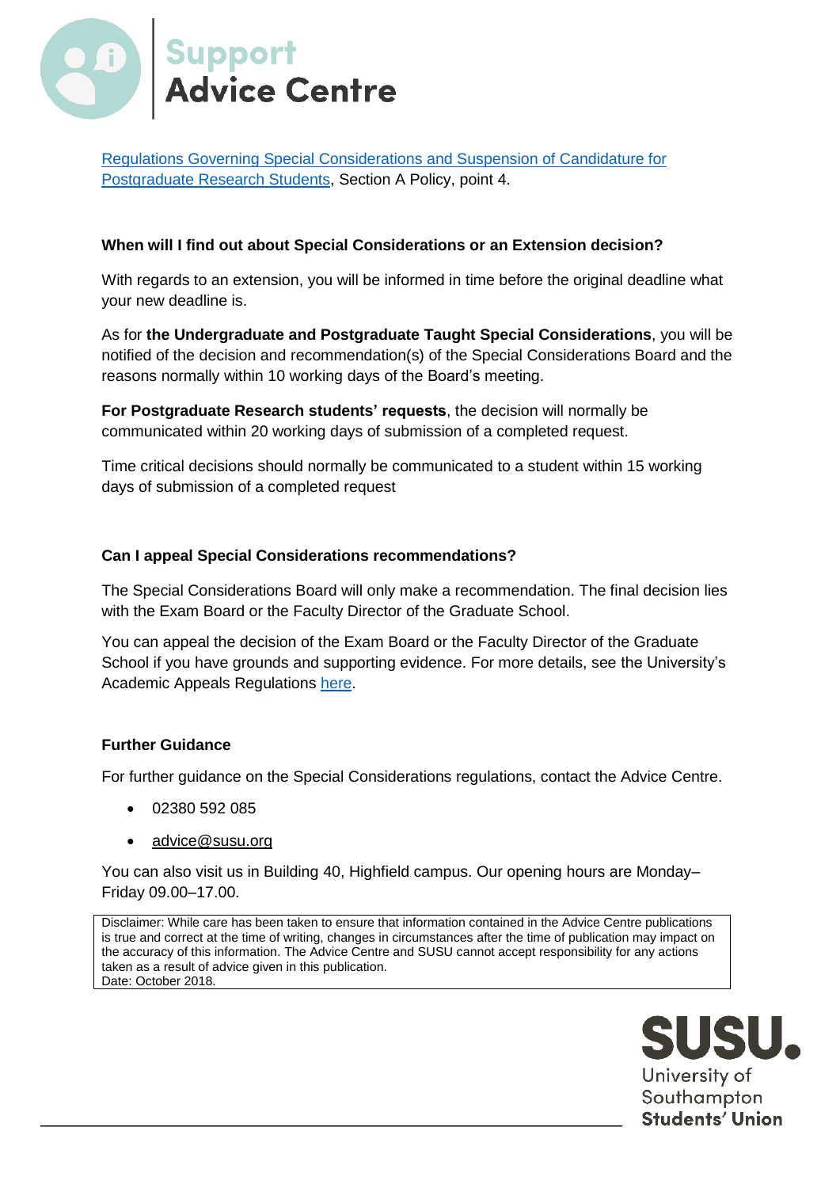[Regulations Governing Special Considerations and Suspension of Candidature for Postgraduate Research Students](), Section A Policy, point 4.

### When will I find out about Special Considerations or an Extension decision?

With regards to an extension, you will be informed in time before the original deadline what your new deadline is.

As for **the Undergraduate and Postgraduate Taught Special Considerations**, you will be notified of the decision and recommendation(s) of the Special Considerations Board and the reasons normally within 10 working days of the Board's meeting.

**For Postgraduate Research students' requests**, the decision will normally be communicated within 20 working days of submission of a completed request.

Time critical decisions should normally be communicated to a student within 15 working days of submission of a completed request

### Can I appeal Special Considerations recommendations?

The Special Considerations Board will only make a recommendation. The final decision lies with the Exam Board or the Faculty Director of the Graduate School.

You can appeal the decision of the Exam Board or the Faculty Director of the Graduate School if you have grounds and supporting evidence. For more details, see the University's Academic Appeals Regulations [here]().

### Further Guidance

For further guidance on the Special Considerations regulations, contact the Advice Centre.

- 02380 592 085
- advice@susu.org

You can also visit us in Building 40, Highfield campus. Our opening hours are Monday–Friday 09.00–17.00.

Disclaimer: While care has been taken to ensure that information contained in the Advice Centre publications is true and correct at the time of writing, changes in circumstances after the time of publication may impact on the accuracy of this information. The Advice Centre and SUSU cannot accept responsibility for any actions taken as a result of advice given in this publication.
Date: October 2018.